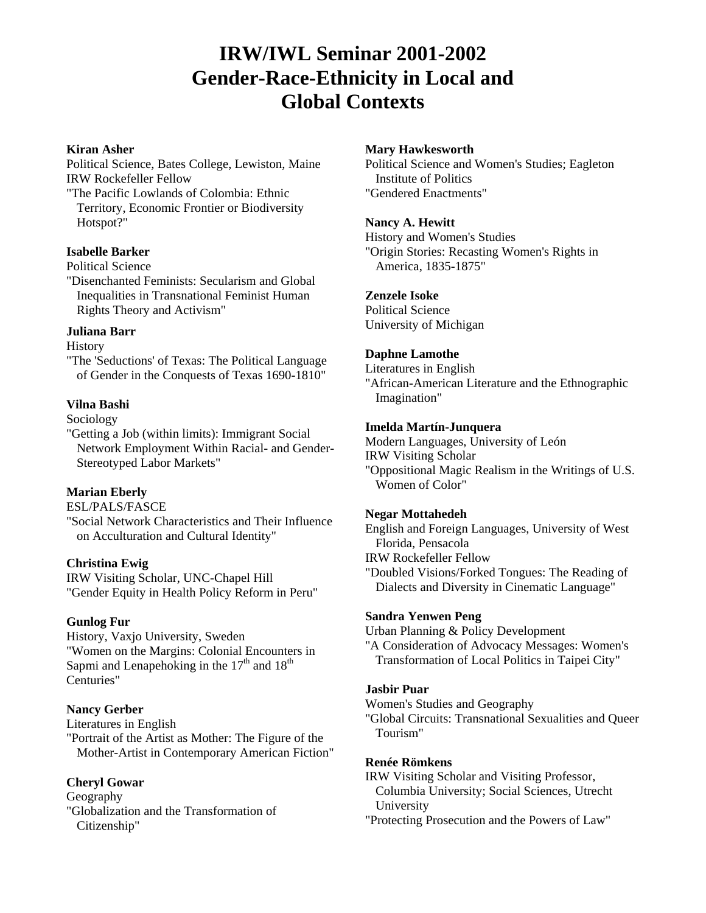# IRW/IWL Seminar 2001-2002
# Gender-Race-Ethnicity in Local and Global Contexts

**Kiran Asher**
Political Science, Bates College, Lewiston, Maine
IRW Rockefeller Fellow
"The Pacific Lowlands of Colombia: Ethnic Territory, Economic Frontier or Biodiversity Hotspot?"

**Isabelle Barker**
Political Science
"Disenchanted Feminists: Secularism and Global Inequalities in Transnational Feminist Human Rights Theory and Activism"

**Juliana Barr**
History
"The 'Seductions' of Texas: The Political Language of Gender in the Conquests of Texas 1690-1810"

**Vilna Bashi**
Sociology
"Getting a Job (within limits): Immigrant Social Network Employment Within Racial- and Gender-Stereotyped Labor Markets"

**Marian Eberly**
ESL/PALS/FASCE
"Social Network Characteristics and Their Influence on Acculturation and Cultural Identity"

**Christina Ewig**
IRW Visiting Scholar, UNC-Chapel Hill
"Gender Equity in Health Policy Reform in Peru"

**Gunlog Fur**
History, Vaxjo University, Sweden
"Women on the Margins: Colonial Encounters in Sapmi and Lenapehoking in the 17th and 18th Centuries"

**Nancy Gerber**
Literatures in English
"Portrait of the Artist as Mother: The Figure of the Mother-Artist in Contemporary American Fiction"

**Cheryl Gowar**
Geography
"Globalization and the Transformation of Citizenship"

**Mary Hawkesworth**
Political Science and Women's Studies; Eagleton Institute of Politics
"Gendered Enactments"

**Nancy A. Hewitt**
History and Women's Studies
"Origin Stories: Recasting Women's Rights in America, 1835-1875"

**Zenzele Isoke**
Political Science
University of Michigan

**Daphne Lamothe**
Literatures in English
"African-American Literature and the Ethnographic Imagination"

**Imelda Martín-Junquera**
Modern Languages, University of León
IRW Visiting Scholar
"Oppositional Magic Realism in the Writings of U.S. Women of Color"

**Negar Mottahedeh**
English and Foreign Languages, University of West Florida, Pensacola
IRW Rockefeller Fellow
"Doubled Visions/Forked Tongues: The Reading of Dialects and Diversity in Cinematic Language"

**Sandra Yenwen Peng**
Urban Planning & Policy Development
"A Consideration of Advocacy Messages: Women's Transformation of Local Politics in Taipei City"

**Jasbir Puar**
Women's Studies and Geography
"Global Circuits: Transnational Sexualities and Queer Tourism"

**Renée Römkens**
IRW Visiting Scholar and Visiting Professor, Columbia University; Social Sciences, Utrecht University
"Protecting Prosecution and the Powers of Law"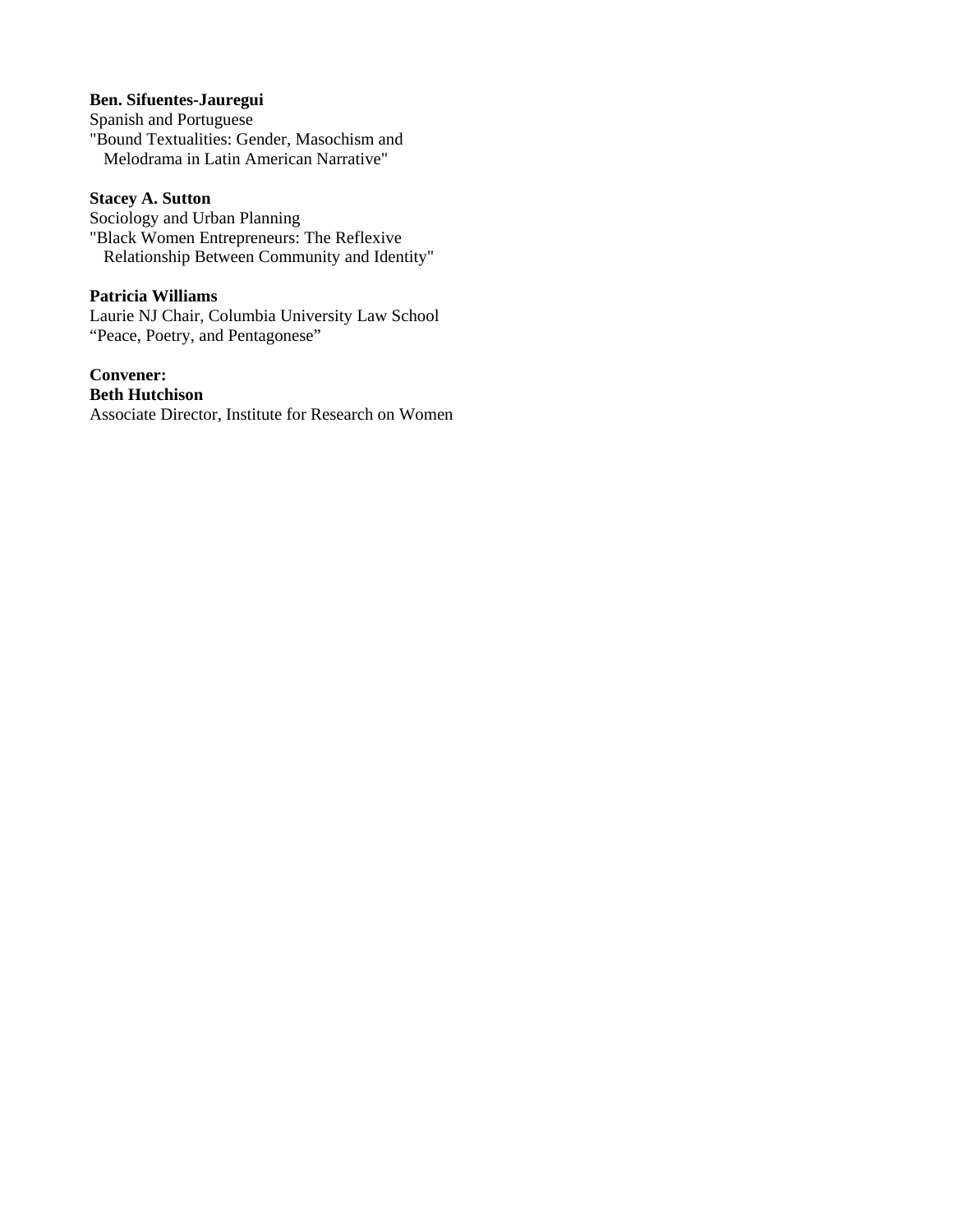**Ben. Sifuentes-Jauregui**
Spanish and Portuguese
"Bound Textualities: Gender, Masochism and Melodrama in Latin American Narrative"

**Stacey A. Sutton**
Sociology and Urban Planning
"Black Women Entrepreneurs: The Reflexive Relationship Between Community and Identity"

**Patricia Williams**
Laurie NJ Chair, Columbia University Law School
"Peace, Poetry, and Pentagonese"

**Convener:**
**Beth Hutchison**
Associate Director, Institute for Research on Women